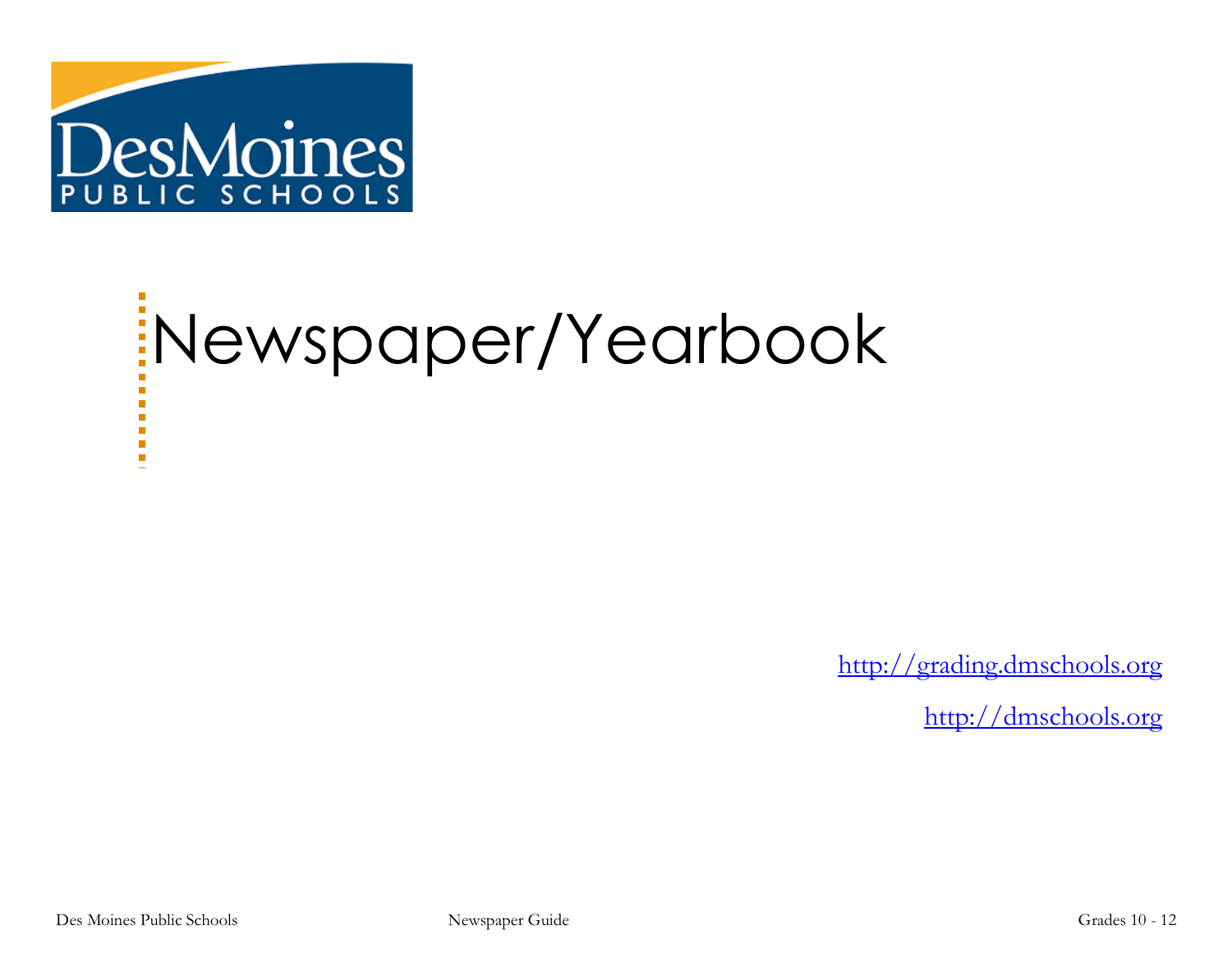DesMoines PUBLIC SCHOOLS

# Newspaper/Yearbook

http://grading.dmschools.org

http://dmschools.org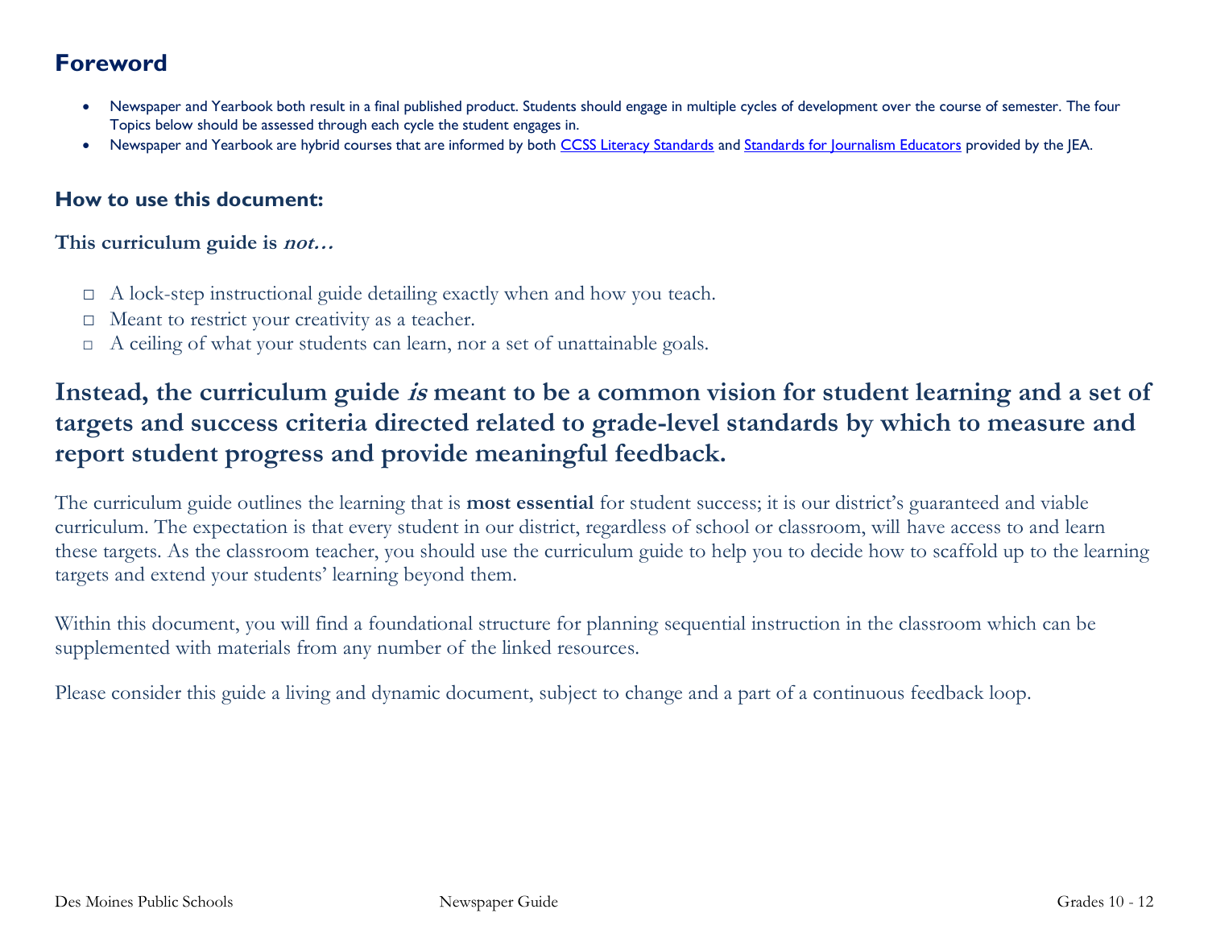## Foreword

- Newspaper and Yearbook both result in a final published product. Students should engage in multiple cycles of development over the course of semester. The four Topics below should be assessed through each cycle the student engages in.
- Newspaper and Yearbook are hybrid courses that are informed by both CCSS Literacy Standards and Standards for Journalism Educators provided by the JEA.

### How to use this document:

**This curriculum guide is *not…***

- A lock-step instructional guide detailing exactly when and how you teach.
- Meant to restrict your creativity as a teacher.
- A ceiling of what your students can learn, nor a set of unattainable goals.

## Instead, the curriculum guide *is* meant to be a common vision for student learning and a set of targets and success criteria directed related to grade-level standards by which to measure and report student progress and provide meaningful feedback.

The curriculum guide outlines the learning that is **most essential** for student success; it is our district's guaranteed and viable curriculum. The expectation is that every student in our district, regardless of school or classroom, will have access to and learn these targets. As the classroom teacher, you should use the curriculum guide to help you to decide how to scaffold up to the learning targets and extend your students' learning beyond them.

Within this document, you will find a foundational structure for planning sequential instruction in the classroom which can be supplemented with materials from any number of the linked resources.

Please consider this guide a living and dynamic document, subject to change and a part of a continuous feedback loop.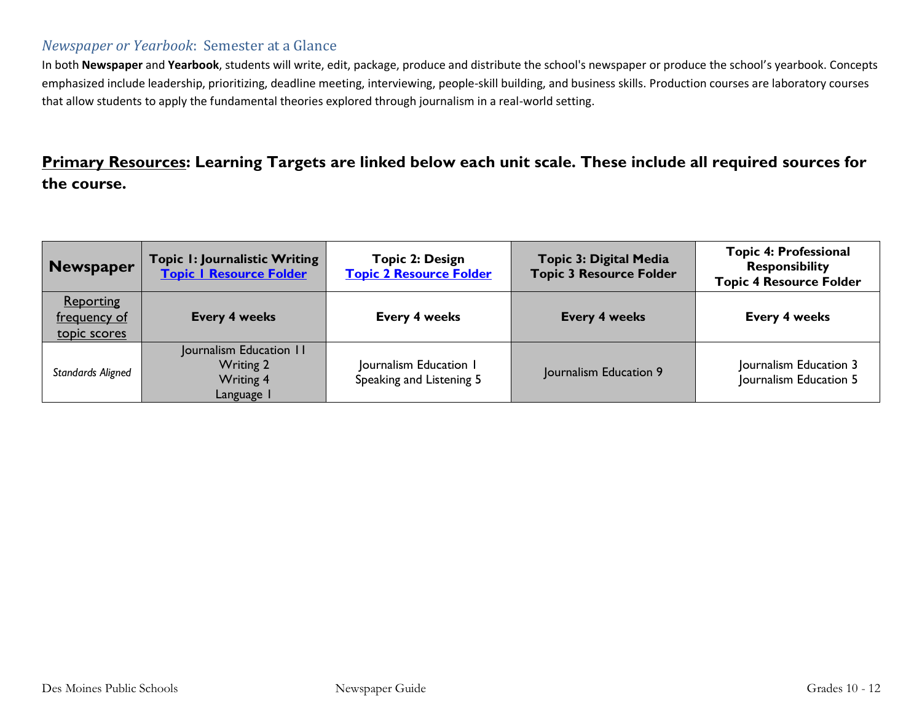## *Newspaper or Yearbook*: Semester at a Glance

In both **Newspaper** and **Yearbook**, students will write, edit, package, produce and distribute the school's newspaper or produce the school's yearbook. Concepts emphasized include leadership, prioritizing, deadline meeting, interviewing, people-skill building, and business skills. Production courses are laboratory courses that allow students to apply the fundamental theories explored through journalism in a real-world setting.

**Primary Resources: Learning Targets are linked below each unit scale. These include all required sources for the course.**

| **Newspaper** | **Topic 1: Journalistic Writing** **Topic 1 Resource Folder** | **Topic 2: Design** **Topic 2 Resource Folder** | **Topic 3: Digital Media** **Topic 3 Resource Folder** | **Topic 4: Professional Responsibility** **Topic 4 Resource Folder** |
|---|---|---|---|---|
| Reporting frequency of topic scores | **Every 4 weeks** | **Every 4 weeks** | **Every 4 weeks** | **Every 4 weeks** |
| *Standards Aligned* | Journalism Education 11<br>Writing 2<br>Writing 4<br>Language 1 | Journalism Education 1<br>Speaking and Listening 5 | Journalism Education 9 | Journalism Education 3<br>Journalism Education 5 |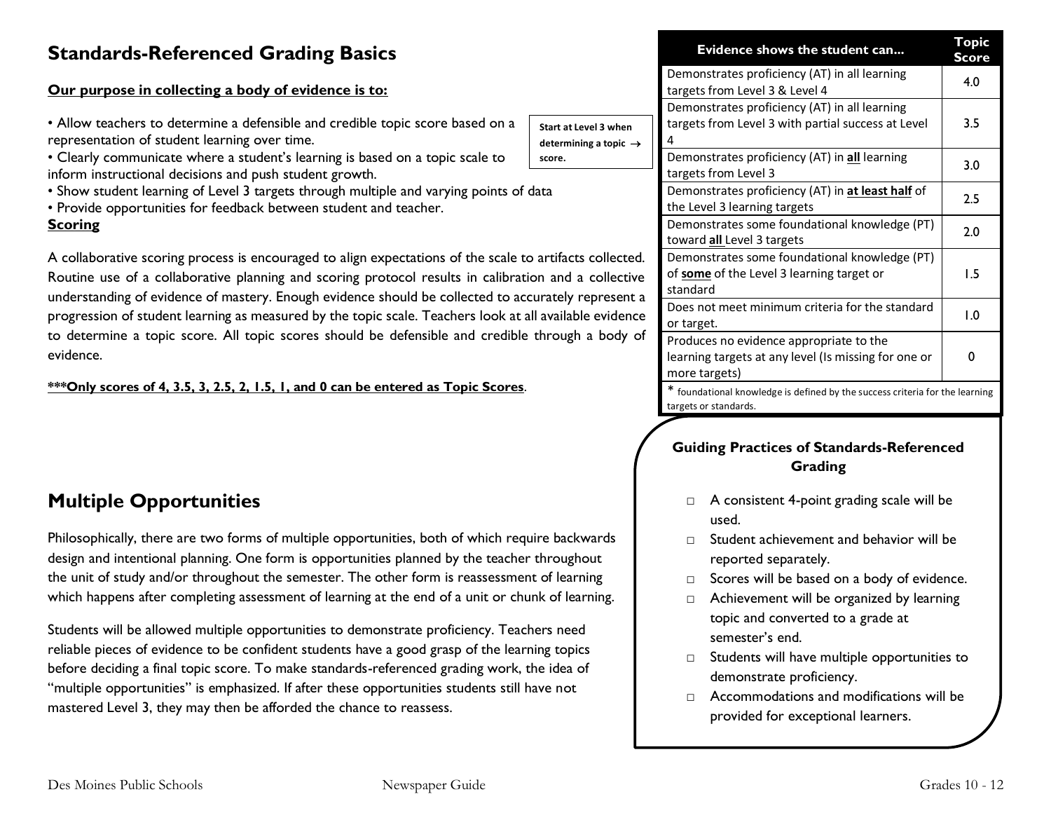## Standards-Referenced Grading Basics

**Our purpose in collecting a body of evidence is to:**

- Allow teachers to determine a defensible and credible topic score based on a representation of student learning over time.
- Clearly communicate where a student's learning is based on a topic scale to inform instructional decisions and push student growth.
- Show student learning of Level 3 targets through multiple and varying points of data
- Provide opportunities for feedback between student and teacher.

**Scoring**

A collaborative scoring process is encouraged to align expectations of the scale to artifacts collected. Routine use of a collaborative planning and scoring protocol results in calibration and a collective understanding of evidence of mastery. Enough evidence should be collected to accurately represent a progression of student learning as measured by the topic scale. Teachers look at all available evidence to determine a topic score. All topic scores should be defensible and credible through a body of evidence.

**\*\*\*Only scores of 4, 3.5, 3, 2.5, 2, 1.5, 1, and 0 can be entered as Topic Scores.**

**Start at Level 3 when determining a topic score. →**

| Evidence shows the student can... | Topic Score |
|---|---|
| Demonstrates proficiency (AT) in all learning targets from Level 3 & Level 4 | 4.0 |
| Demonstrates proficiency (AT) in all learning targets from Level 3 with partial success at Level 4 | 3.5 |
| Demonstrates proficiency (AT) in **all** learning targets from Level 3 | 3.0 |
| Demonstrates proficiency (AT) in **at least half** of the Level 3 learning targets | 2.5 |
| Demonstrates some foundational knowledge (PT) toward **all** Level 3 targets | 2.0 |
| Demonstrates some foundational knowledge (PT) of **some** of the Level 3 learning target or standard | 1.5 |
| Does not meet minimum criteria for the standard or target. | 1.0 |
| Produces no evidence appropriate to the learning targets at any level (Is missing for one or more targets) | 0 |

\* foundational knowledge is defined by the success criteria for the learning targets or standards.

## Multiple Opportunities

Philosophically, there are two forms of multiple opportunities, both of which require backwards design and intentional planning. One form is opportunities planned by the teacher throughout the unit of study and/or throughout the semester. The other form is reassessment of learning which happens after completing assessment of learning at the end of a unit or chunk of learning.

Students will be allowed multiple opportunities to demonstrate proficiency. Teachers need reliable pieces of evidence to be confident students have a good grasp of the learning topics before deciding a final topic score. To make standards-referenced grading work, the idea of "multiple opportunities" is emphasized. If after these opportunities students still have not mastered Level 3, they may then be afforded the chance to reassess.

### Guiding Practices of Standards-Referenced Grading

- A consistent 4-point grading scale will be used.
- Student achievement and behavior will be reported separately.
- Scores will be based on a body of evidence.
- Achievement will be organized by learning topic and converted to a grade at semester's end.
- Students will have multiple opportunities to demonstrate proficiency.
- Accommodations and modifications will be provided for exceptional learners.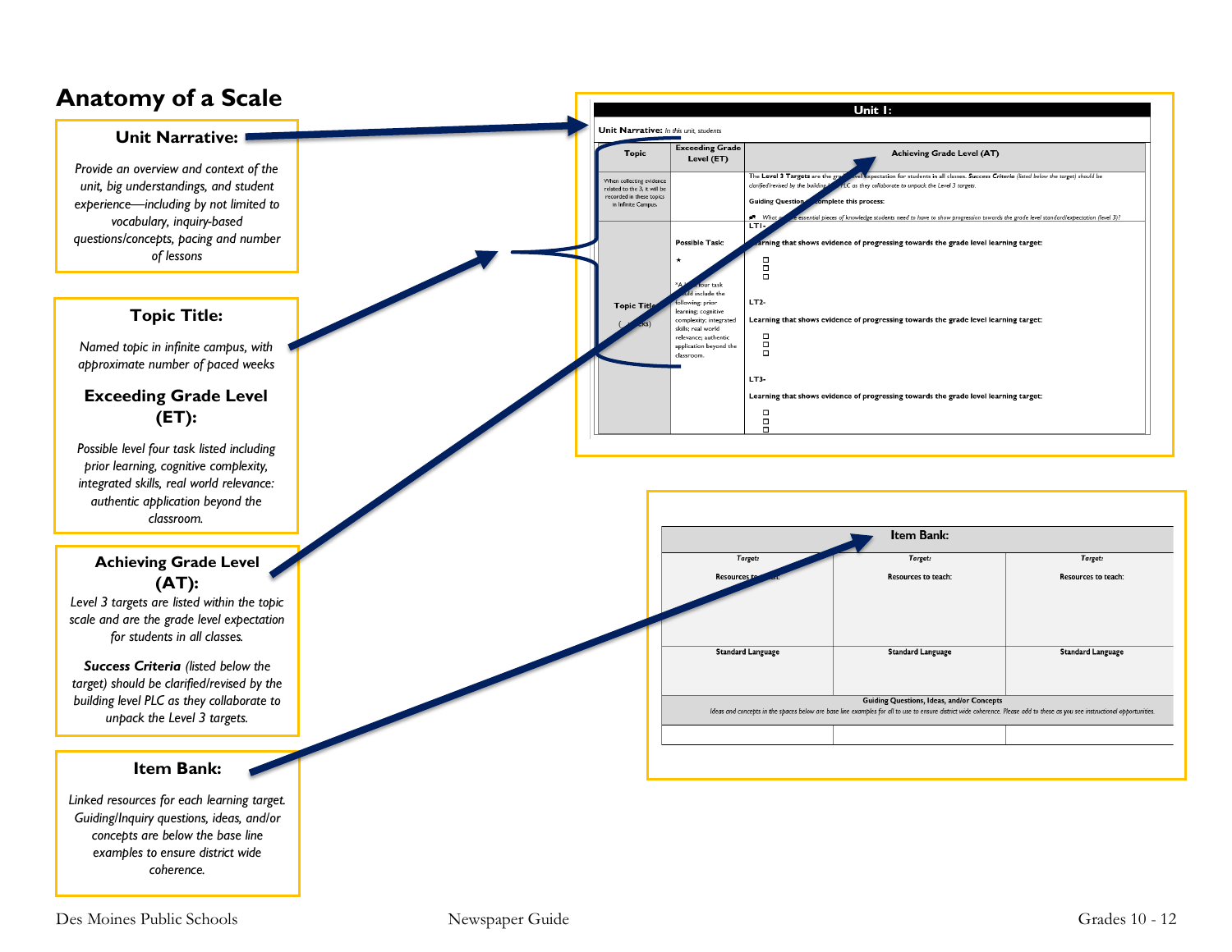# Anatomy of a Scale

### Unit Narrative:

*Provide an overview and context of the unit, big understandings, and student experience—including by not limited to vocabulary, inquiry-based questions/concepts, pacing and number of lessons*

### Topic Title:

*Named topic in infinite campus, with approximate number of paced weeks*

### Exceeding Grade Level (ET):

*Possible level four task listed including prior learning, cognitive complexity, integrated skills, real world relevance: authentic application beyond the classroom.*

### Achieving Grade Level (AT):

*Level 3 targets are listed within the topic scale and are the grade level expectation for students in all classes.*

***Success Criteria** (listed below the target) should be clarified/revised by the building level PLC as they collaborate to unpack the Level 3 targets.*

### Item Bank:

*Linked resources for each learning target. Guiding/Inquiry questions, ideas, and/or concepts are below the base line examples to ensure district wide coherence.*

---

**Unit 1:**

**Unit Narrative:** *In this unit, students*

| Topic | Exceeding Grade Level (ET) | Achieving Grade Level (AT) |
|---|---|---|
| When collecting evidence related to the 3, it will be recorded in these topics in Infinite Campus. | | The **Level 3 Targets** are the grade level expectation for students in all classes. ***Success Criteria*** *(listed below the target) should be clarified/revised by the building level PLC as they collaborate to unpack the Level 3 targets.* **Guiding Question** to complete this process: *What are the essential pieces of knowledge students need to have to show progression towards the grade level standard/expectation (level 3)?* |
| **Topic Title** ( weeks) | **Possible Task:** ★ *A level four task should include the following: prior learning; cognitive complexity; integrated skills; real world relevance; authentic application beyond the classroom.* | **LT1-** **Learning that shows evidence of progressing towards the grade level learning target:** ☐ ☐ ☐ **LT2-** **Learning that shows evidence of progressing towards the grade level learning target:** ☐ ☐ ☐ **LT3-** **Learning that shows evidence of progressing towards the grade level learning target:** ☐ ☐ ☐ |

**Item Bank:**

| *Target:* | *Target:* | *Target:* |
|---|---|---|
| **Resources to teach:** | **Resources to teach:** | **Resources to teach:** |
| **Standard Language** | **Standard Language** | **Standard Language** |
| **Guiding Questions, Ideas, and/or Concepts** *Ideas and concepts in the spaces below are base line examples for all to use to ensure district wide coherence. Please add to these as you see instructional opportunities.* | | |
| | | |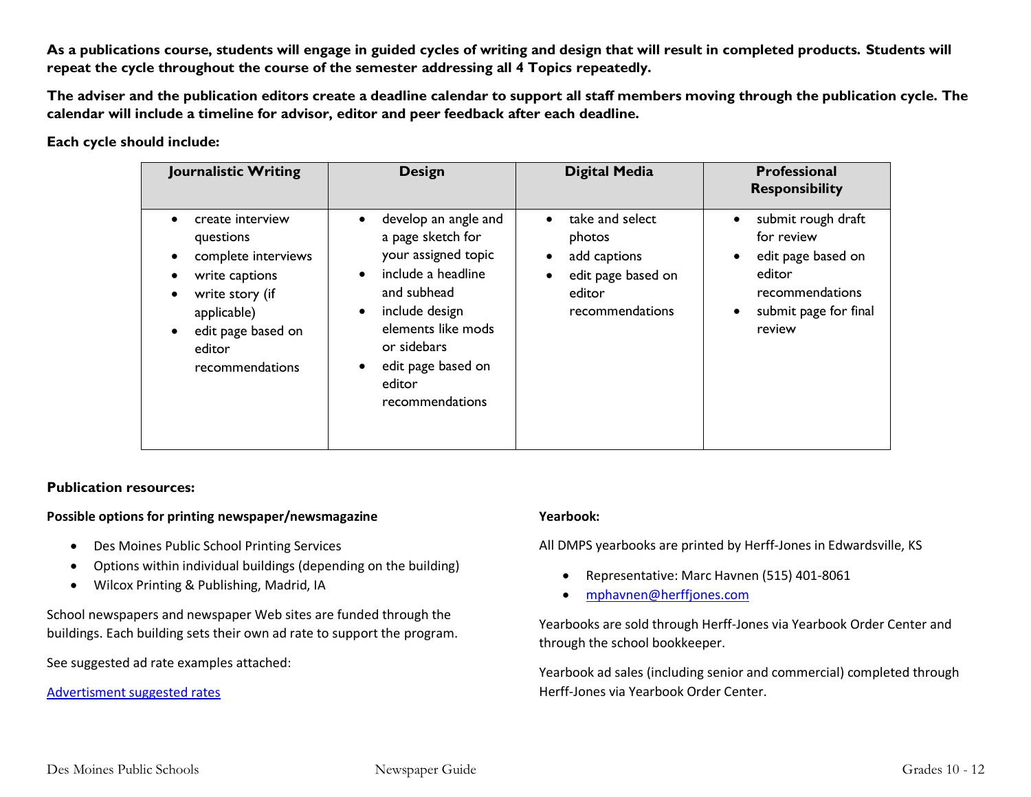**As a publications course, students will engage in guided cycles of writing and design that will result in completed products. Students will repeat the cycle throughout the course of the semester addressing all 4 Topics repeatedly.**

**The adviser and the publication editors create a deadline calendar to support all staff members moving through the publication cycle. The calendar will include a timeline for advisor, editor and peer feedback after each deadline.**

**Each cycle should include:**

| Journalistic Writing | Design | Digital Media | Professional Responsibility |
|---|---|---|---|
| • create interview questions<br>• complete interviews<br>• write captions<br>• write story (if applicable)<br>• edit page based on editor recommendations | • develop an angle and a page sketch for your assigned topic<br>• include a headline and subhead<br>• include design elements like mods or sidebars<br>• edit page based on editor recommendations | • take and select photos<br>• add captions<br>• edit page based on editor recommendations | • submit rough draft for review<br>• edit page based on editor recommendations<br>• submit page for final review |

**Publication resources:**

**Possible options for printing newspaper/newsmagazine**

- Des Moines Public School Printing Services
- Options within individual buildings (depending on the building)
- Wilcox Printing & Publishing, Madrid, IA

School newspapers and newspaper Web sites are funded through the buildings. Each building sets their own ad rate to support the program.

See suggested ad rate examples attached:

[Advertisment suggested rates]

**Yearbook:**

All DMPS yearbooks are printed by Herff-Jones in Edwardsville, KS

- Representative: Marc Havnen (515) 401-8061
- mphavnen@herffjones.com

Yearbooks are sold through Herff-Jones via Yearbook Order Center and through the school bookkeeper.

Yearbook ad sales (including senior and commercial) completed through Herff-Jones via Yearbook Order Center.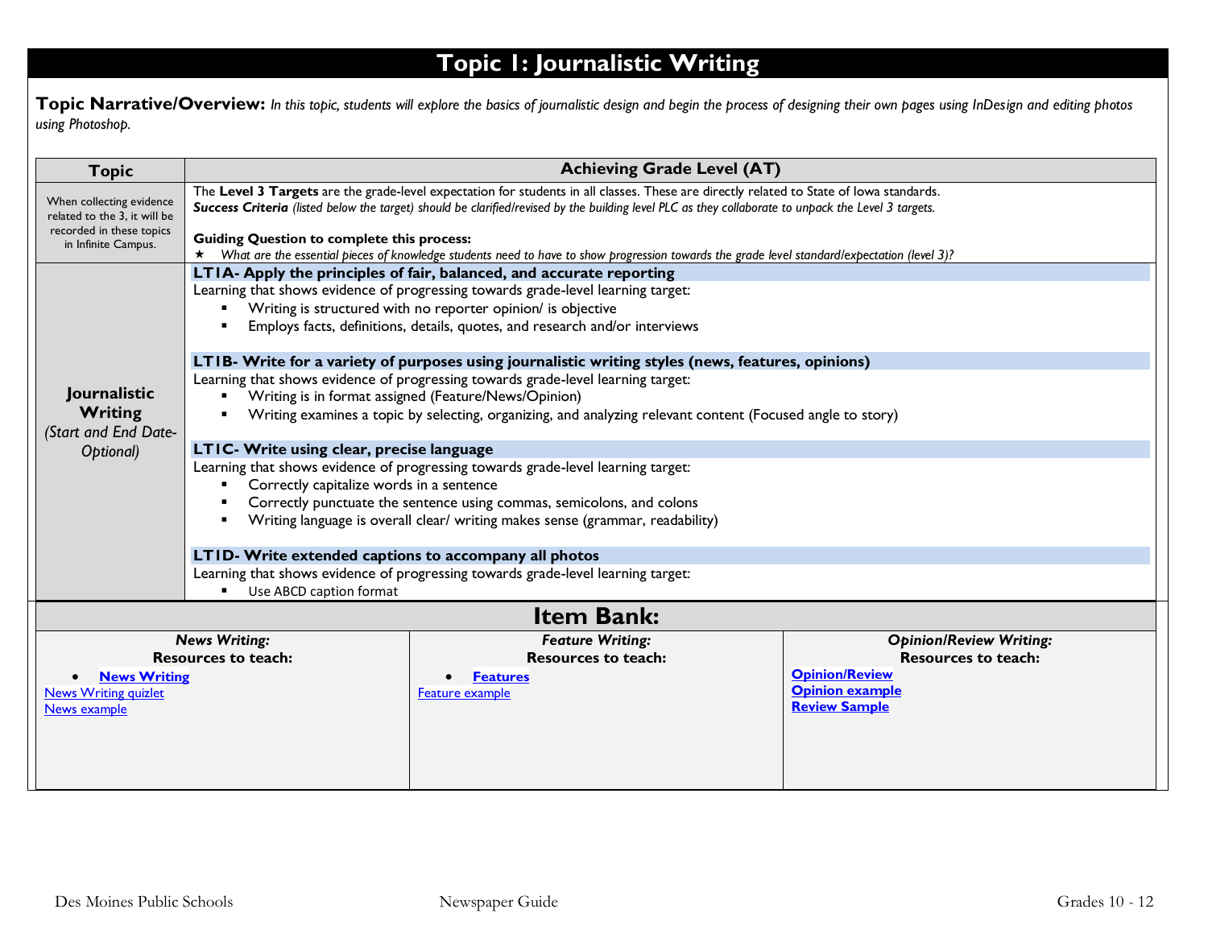# Topic 1: Journalistic Writing

**Topic Narrative/Overview:** *In this topic, students will explore the basics of journalistic design and begin the process of designing their own pages using InDesign and editing photos using Photoshop.*

| Topic | Achieving Grade Level (AT) |
|---|---|
| When collecting evidence related to the 3, it will be recorded in these topics in Infinite Campus. | The **Level 3 Targets** are the grade-level expectation for students in all classes. These are directly related to State of Iowa standards.<br>***Success Criteria*** *(listed below the target) should be clarified/revised by the building level PLC as they collaborate to unpack the Level 3 targets.*<br><br>**Guiding Question to complete this process:**<br>★ *What are the essential pieces of knowledge students need to have to show progression towards the grade level standard/expectation (level 3)?* |
| **Journalistic Writing** *(Start and End Date- Optional)* | **LT1A- Apply the principles of fair, balanced, and accurate reporting**<br>Learning that shows evidence of progressing towards grade-level learning target:<br>▪ Writing is structured with no reporter opinion/ is objective<br>▪ Employs facts, definitions, details, quotes, and research and/or interviews<br><br>**LT1B- Write for a variety of purposes using journalistic writing styles (news, features, opinions)**<br>Learning that shows evidence of progressing towards grade-level learning target:<br>▪ Writing is in format assigned (Feature/News/Opinion)<br>▪ Writing examines a topic by selecting, organizing, and analyzing relevant content (Focused angle to story)<br><br>**LT1C- Write using clear, precise language**<br>Learning that shows evidence of progressing towards grade-level learning target:<br>▪ Correctly capitalize words in a sentence<br>▪ Correctly punctuate the sentence using commas, semicolons, and colons<br>▪ Writing language is overall clear/ writing makes sense (grammar, readability)<br><br>**LT1D- Write extended captions to accompany all photos**<br>Learning that shows evidence of progressing towards grade-level learning target:<br>▪ Use ABCD caption format |

## Item Bank:

| *News Writing:* **Resources to teach:** | *Feature Writing:* **Resources to teach:** | *Opinion/Review Writing:* **Resources to teach:** |
|---|---|---|
| • **News Writing**<br>News Writing quizlet<br>News example | • **Features**<br>Feature example | **Opinion/Review**<br>**Opinion example**<br>**Review Sample** |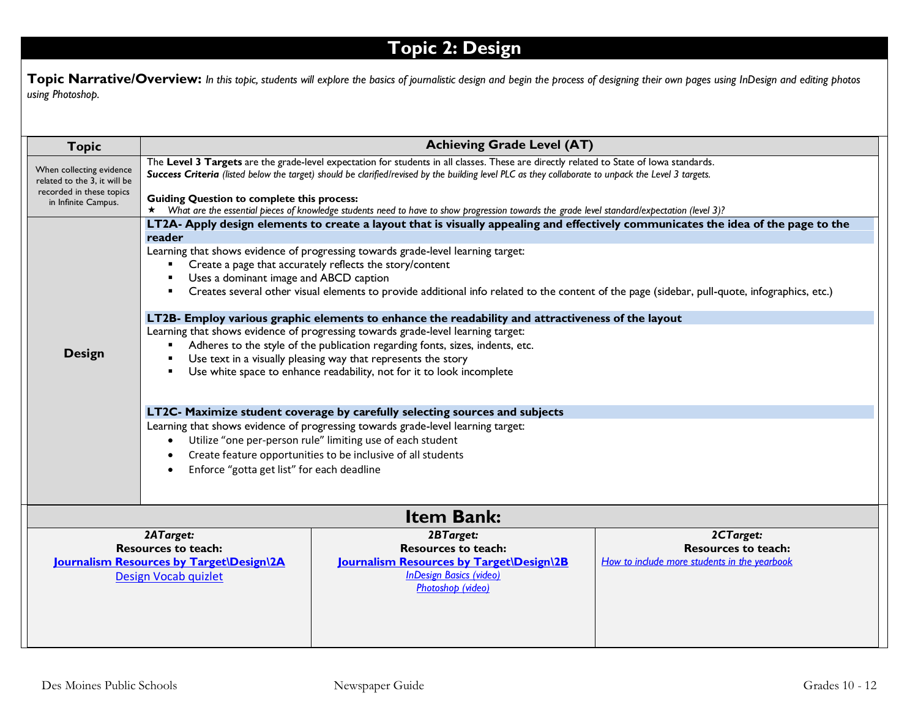# Topic 2: Design

**Topic Narrative/Overview:** *In this topic, students will explore the basics of journalistic design and begin the process of designing their own pages using InDesign and editing photos using Photoshop.*

| Topic | Achieving Grade Level (AT) |
|---|---|
| When collecting evidence related to the 3, it will be recorded in these topics in Infinite Campus. | The **Level 3 Targets** are the grade-level expectation for students in all classes. These are directly related to State of Iowa standards.<br>***Success Criteria*** *(listed below the target) should be clarified/revised by the building level PLC as they collaborate to unpack the Level 3 targets.*<br><br>**Guiding Question to complete this process:**<br>★ *What are the essential pieces of knowledge students need to have to show progression towards the grade level standard/expectation (level 3)?* |
| **Design** | **LT2A- Apply design elements to create a layout that is visually appealing and effectively communicates the idea of the page to the reader**<br>Learning that shows evidence of progressing towards grade-level learning target:<br>▪ Create a page that accurately reflects the story/content<br>▪ Uses a dominant image and ABCD caption<br>▪ Creates several other visual elements to provide additional info related to the content of the page (sidebar, pull-quote, infographics, etc.)<br><br>**LT2B- Employ various graphic elements to enhance the readability and attractiveness of the layout**<br>Learning that shows evidence of progressing towards grade-level learning target:<br>▪ Adheres to the style of the publication regarding fonts, sizes, indents, etc.<br>▪ Use text in a visually pleasing way that represents the story<br>▪ Use white space to enhance readability, not for it to look incomplete<br><br>**LT2C- Maximize student coverage by carefully selecting sources and subjects**<br>Learning that shows evidence of progressing towards grade-level learning target:<br>• Utilize "one per-person rule" limiting use of each student<br>• Create feature opportunities to be inclusive of all students<br>• Enforce "gotta get list" for each deadline |

## Item Bank:

| *2ATarget:*<br>**Resources to teach:** | *2BTarget:*<br>**Resources to teach:** | *2CTarget:*<br>**Resources to teach:** |
|---|---|---|
| **Journalism Resources by Target\Design\2A**<br>Design Vocab quizlet | **Journalism Resources by Target\Design\2B**<br>*InDesign Basics (video)*<br>*Photoshop (video)* | *How to include more students in the yearbook* |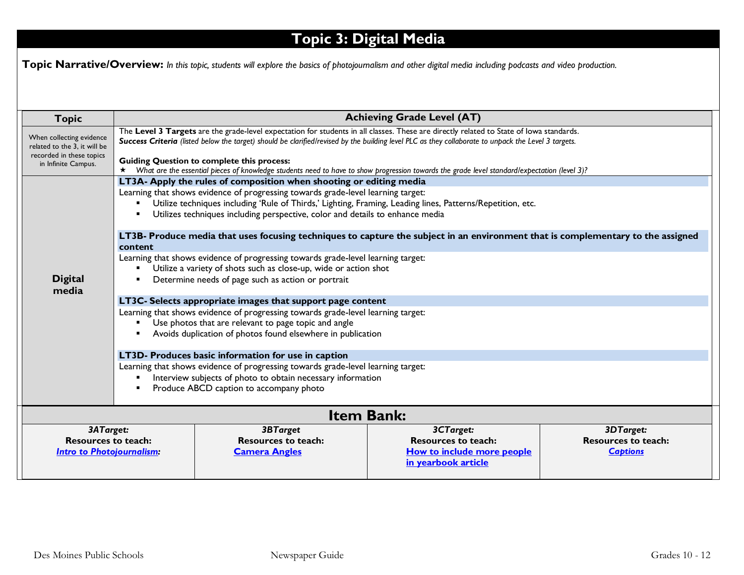# Topic 3: Digital Media

**Topic Narrative/Overview:** *In this topic, students will explore the basics of photojournalism and other digital media including podcasts and video production.*

| Topic | Achieving Grade Level (AT) |
|---|---|
| When collecting evidence related to the 3, it will be recorded in these topics in Infinite Campus. | The **Level 3 Targets** are the grade-level expectation for students in all classes. These are directly related to State of Iowa standards.<br>***Success Criteria*** *(listed below the target) should be clarified/revised by the building level PLC as they collaborate to unpack the Level 3 targets.*<br><br>**Guiding Question to complete this process:**<br>★ *What are the essential pieces of knowledge students need to have to show progression towards the grade level standard/expectation (level 3)?* |
| **Digital media** | **LT3A- Apply the rules of composition when shooting or editing media**<br>Learning that shows evidence of progressing towards grade-level learning target:<br>▪ Utilize techniques including 'Rule of Thirds,' Lighting, Framing, Leading lines, Patterns/Repetition, etc.<br>▪ Utilizes techniques including perspective, color and details to enhance media<br><br>**LT3B- Produce media that uses focusing techniques to capture the subject in an environment that is complementary to the assigned content**<br>Learning that shows evidence of progressing towards grade-level learning target:<br>▪ Utilize a variety of shots such as close-up, wide or action shot<br>▪ Determine needs of page such as action or portrait<br><br>**LT3C- Selects appropriate images that support page content**<br>Learning that shows evidence of progressing towards grade-level learning target:<br>▪ Use photos that are relevant to page topic and angle<br>▪ Avoids duplication of photos found elsewhere in publication<br><br>**LT3D- Produces basic information for use in caption**<br>Learning that shows evidence of progressing towards grade-level learning target:<br>▪ Interview subjects of photo to obtain necessary information<br>▪ Produce ABCD caption to accompany photo |

## Item Bank:

| *3ATarget:* | *3BTarget* | *3CTarget:* | *3DTarget:* |
|---|---|---|---|
| **Resources to teach:**<br>***Intro to Photojournalism*:** | **Resources to teach:**<br>**Camera Angles** | **Resources to teach:**<br>**How to include more people in yearbook article** | **Resources to teach:**<br>***Captions*** |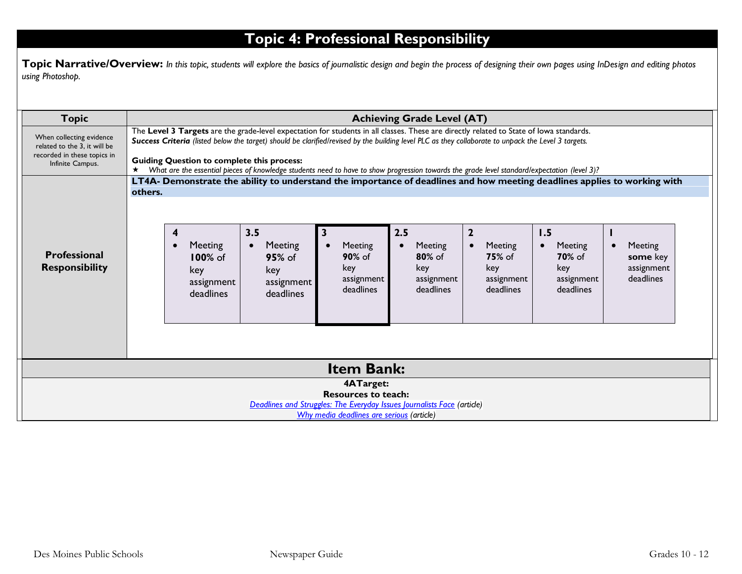# Topic 4: Professional Responsibility

**Topic Narrative/Overview:** *In this topic, students will explore the basics of journalistic design and begin the process of designing their own pages using InDesign and editing photos using Photoshop.*

| Topic | Achieving Grade Level (AT) |
|---|---|
| When collecting evidence related to the 3, it will be recorded in these topics in Infinite Campus. | The **Level 3 Targets** are the grade-level expectation for students in all classes. These are directly related to State of Iowa standards. ***Success Criteria*** *(listed below the target) should be clarified/revised by the building level PLC as they collaborate to unpack the Level 3 targets.* **Guiding Question to complete this process:** ★ *What are the essential pieces of knowledge students need to have to show progression towards the grade level standard/expectation (level 3)?* |
| **Professional Responsibility** | **LT4A- Demonstrate the ability to understand the importance of deadlines and how meeting deadlines applies to working with others.** |

| 4 | 3.5 | 3 | 2.5 | 2 | 1.5 | 1 |
|---|---|---|---|---|---|---|
| • Meeting **100%** of key assignment deadlines | • Meeting **95%** of key assignment deadlines | • Meeting **90%** of key assignment deadlines | • Meeting **80%** of key assignment deadlines | • Meeting **75%** of key assignment deadlines | • Meeting **70%** of key assignment deadlines | • Meeting **some** key assignment deadlines |

## Item Bank:

**4ATarget:**

**Resources to teach:**

*Deadlines and Struggles: The Everyday Issues Journalists Face (article)*

*Why media deadlines are serious (article)*